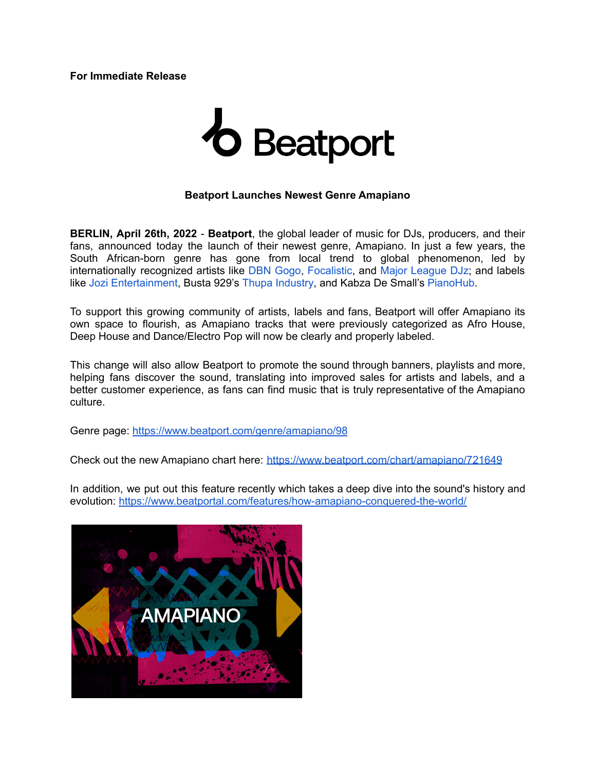**For Immediate Release**

Beatport

**Beatport Launches Newest Genre Amapiano**

**BERLIN, April 26th, 2022** - **Beatport**, the global leader of music for DJs, producers, and their fans, announced today the launch of their newest genre, Amapiano. In just a few years, the South African-born genre has gone from local trend to global phenomenon, led by internationally recognized artists like DBN Gogo, Focalistic, and Major League DJz; and labels like Jozi Entertainment, Busta 929's Thupa Industry, and Kabza De Small's PianoHub.

To support this growing community of artists, labels and fans, Beatport will offer Amapiano its own space to flourish, as Amapiano tracks that were previously categorized as Afro House, Deep House and Dance/Electro Pop will now be clearly and properly labeled.

This change will also allow Beatport to promote the sound through banners, playlists and more, helping fans discover the sound, translating into improved sales for artists and labels, and a better customer experience, as fans can find music that is truly representative of the Amapiano culture.

Genre page: https://www.beatport.com/genre/amapiano/98

Check out the new Amapiano chart here: https://www.beatport.com/chart/amapiano/721649

In addition, we put out this feature recently which takes a deep dive into the sound's history and evolution: https://www.beatportal.com/features/how-amapiano-conquered-the-world/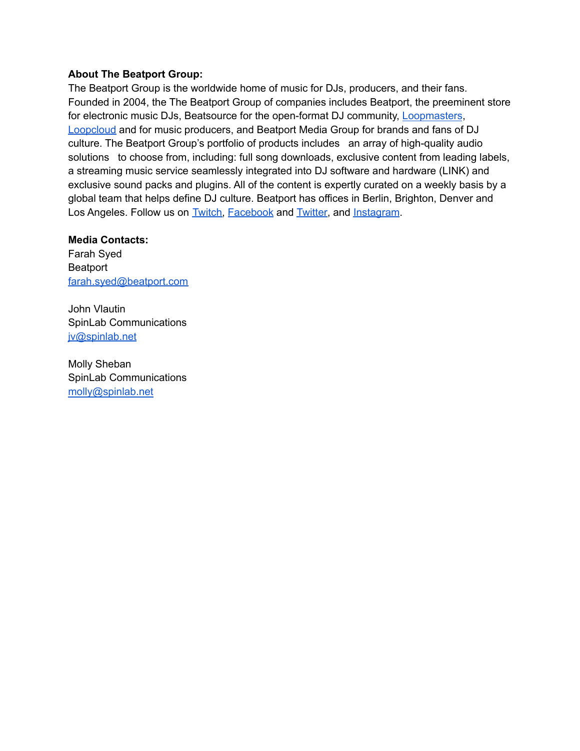**About The Beatport Group:**
The Beatport Group is the worldwide home of music for DJs, producers, and their fans. Founded in 2004, the The Beatport Group of companies includes Beatport, the preeminent store for electronic music DJs, Beatsource for the open-format DJ community, Loopmasters, Loopcloud and for music producers, and Beatport Media Group for brands and fans of DJ culture. The Beatport Group's portfolio of products includes an array of high-quality audio solutions to choose from, including: full song downloads, exclusive content from leading labels, a streaming music service seamlessly integrated into DJ software and hardware (LINK) and exclusive sound packs and plugins. All of the content is expertly curated on a weekly basis by a global team that helps define DJ culture. Beatport has offices in Berlin, Brighton, Denver and Los Angeles. Follow us on Twitch, Facebook and Twitter, and Instagram.

**Media Contacts:**
Farah Syed
Beatport
farah.syed@beatport.com

John Vlautin
SpinLab Communications
jv@spinlab.net

Molly Sheban
SpinLab Communications
molly@spinlab.net